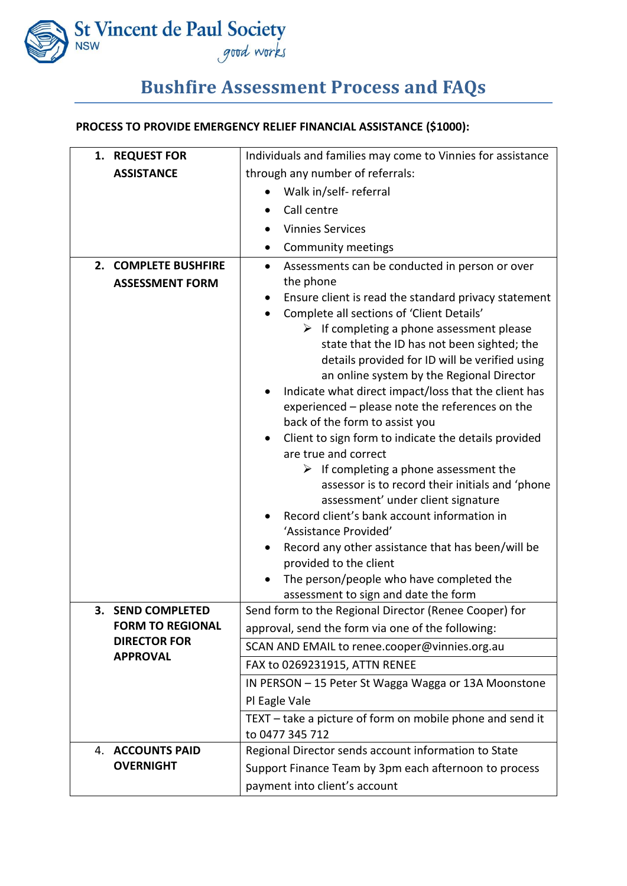St Vincent de Paul Society
NSW
*good works*

# Bushfire Assessment Process and FAQs

**PROCESS TO PROVIDE EMERGENCY RELIEF FINANCIAL ASSISTANCE ($1000):**

| | |
|---|---|
| **1. REQUEST FOR ASSISTANCE** | Individuals and families may come to Vinnies for assistance through any number of referrals:<br>• Walk in/self- referral<br>• Call centre<br>• Vinnies Services<br>• Community meetings |
| **2. COMPLETE BUSHFIRE ASSESSMENT FORM** | • Assessments can be conducted in person or over the phone<br>• Ensure client is read the standard privacy statement<br>• Complete all sections of 'Client Details'<br>&nbsp;&nbsp;&nbsp;➢ If completing a phone assessment please state that the ID has not been sighted; the details provided for ID will be verified using an online system by the Regional Director<br>• Indicate what direct impact/loss that the client has experienced – please note the references on the back of the form to assist you<br>• Client to sign form to indicate the details provided are true and correct<br>&nbsp;&nbsp;&nbsp;➢ If completing a phone assessment the assessor is to record their initials and 'phone assessment' under client signature<br>• Record client's bank account information in 'Assistance Provided'<br>• Record any other assistance that has been/will be provided to the client<br>• The person/people who have completed the assessment to sign and date the form |
| **3. SEND COMPLETED FORM TO REGIONAL DIRECTOR FOR APPROVAL** | Send form to the Regional Director (Renee Cooper) for approval, send the form via one of the following: |
| | SCAN AND EMAIL to renee.cooper@vinnies.org.au |
| | FAX to 0269231915, ATTN RENEE |
| | IN PERSON – 15 Peter St Wagga Wagga or 13A Moonstone Pl Eagle Vale |
| | TEXT – take a picture of form on mobile phone and send it to 0477 345 712 |
| **4. ACCOUNTS PAID OVERNIGHT** | Regional Director sends account information to State Support Finance Team by 3pm each afternoon to process payment into client's account |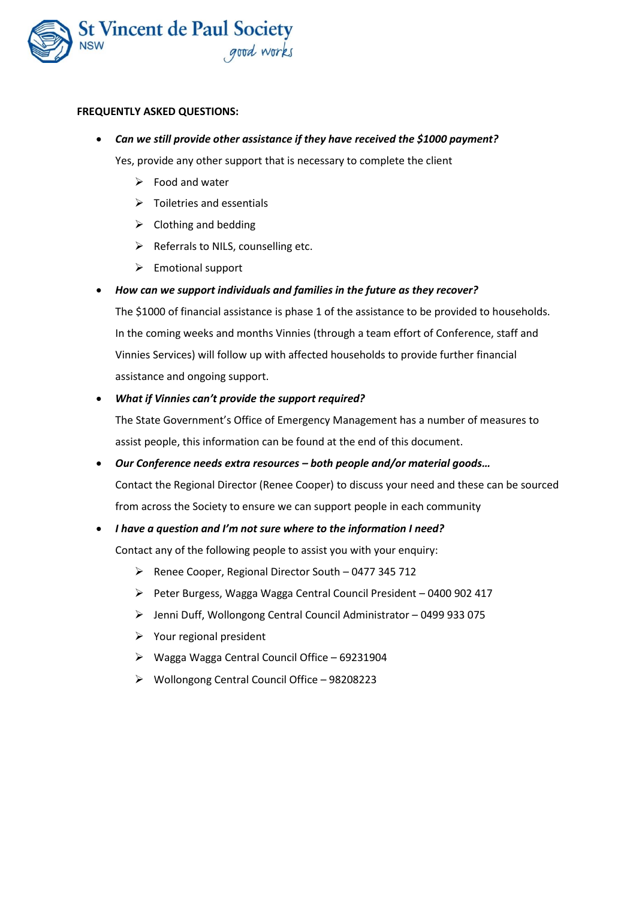**FREQUENTLY ASKED QUESTIONS:**

- ***Can we still provide other assistance if they have received the $1000 payment?***

  Yes, provide any other support that is necessary to complete the client

  - Food and water
  - Toiletries and essentials
  - Clothing and bedding
  - Referrals to NILS, counselling etc.
  - Emotional support

- ***How can we support individuals and families in the future as they recover?***

  The $1000 of financial assistance is phase 1 of the assistance to be provided to households. In the coming weeks and months Vinnies (through a team effort of Conference, staff and Vinnies Services) will follow up with affected households to provide further financial assistance and ongoing support.

- ***What if Vinnies can't provide the support required?***

  The State Government's Office of Emergency Management has a number of measures to assist people, this information can be found at the end of this document.

- ***Our Conference needs extra resources – both people and/or material goods…***

  Contact the Regional Director (Renee Cooper) to discuss your need and these can be sourced from across the Society to ensure we can support people in each community

- ***I have a question and I'm not sure where to the information I need?***

  Contact any of the following people to assist you with your enquiry:

  - Renee Cooper, Regional Director South – 0477 345 712
  - Peter Burgess, Wagga Wagga Central Council President – 0400 902 417
  - Jenni Duff, Wollongong Central Council Administrator – 0499 933 075
  - Your regional president
  - Wagga Wagga Central Council Office – 69231904
  - Wollongong Central Council Office – 98208223